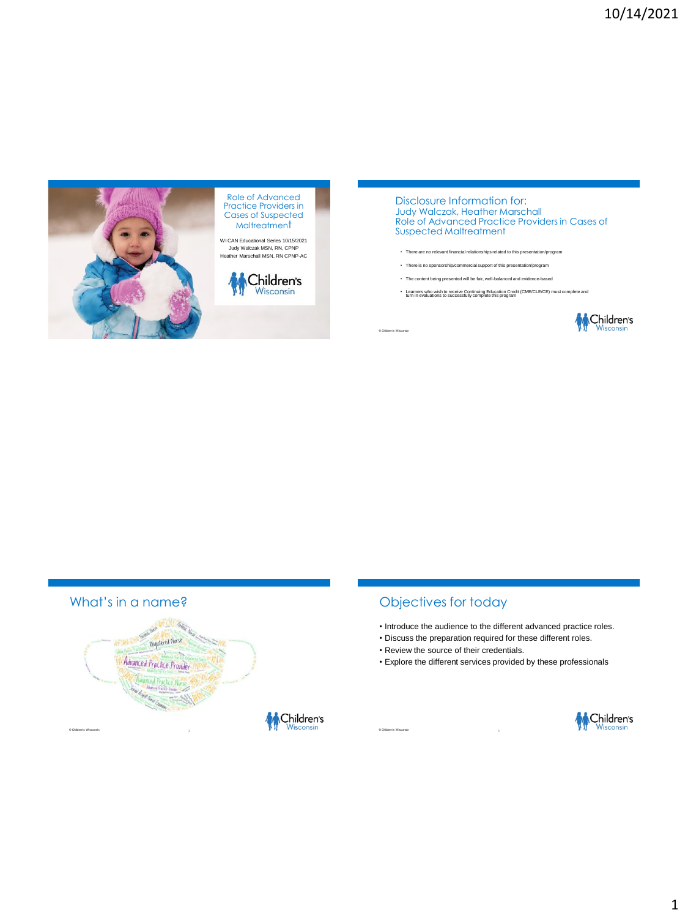## Role of Advanced Practice Providers in Cases of Suspected Maltreatment

WI CAN Educational Series 10/15/2021
Judy Walczak MSN, RN, CPNP
Heather Marschall MSN, RN CPNP-AC

## Disclosure Information for:
Judy Walczak, Heather Marschall
Role of Advanced Practice Providers in Cases of Suspected Maltreatment

- There are no relevant financial relationships related to this presentation/program
- There is no sponsorship/commercial support of this presentation/program
- The content being presented will be fair, well-balanced and evidence-based
- Learners who wish to receive Continuing Education Credit (CME/CLE/CE) must complete and turn in evaluations to successfully complete this program

## What's in a name?

## Objectives for today

- Introduce the audience to the different advanced practice roles.
- Discuss the preparation required for these different roles.
- Review the source of their credentials.
- Explore the different services provided by these professionals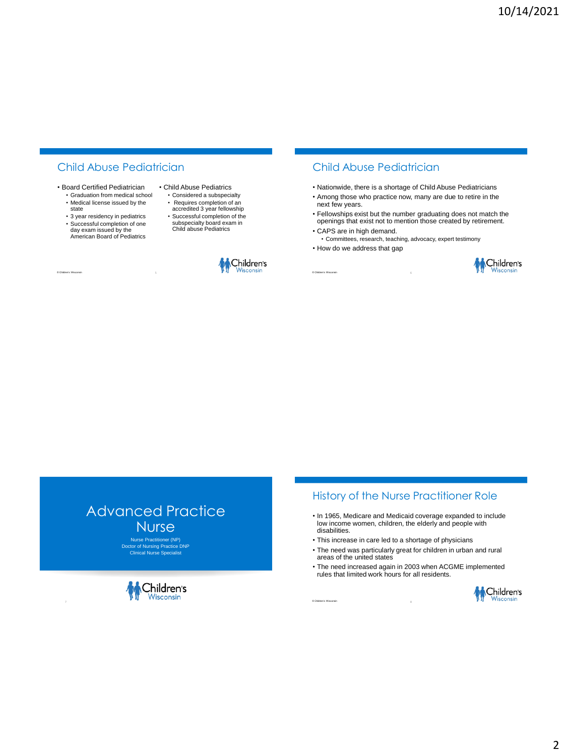## Child Abuse Pediatrician

- Board Certified Pediatrician
  - Graduation from medical school
  - Medical license issued by the state
  - 3 year residency in pediatrics
  - Successful completion of one day exam issued by the American Board of Pediatrics
- Child Abuse Pediatrics
  - Considered a subspecialty
  - Requires completion of an accredited 3 year fellowship
  - Successful completion of the subspecialty board exam in Child abuse Pediatrics

## Child Abuse Pediatrician

- Nationwide, there is a shortage of Child Abuse Pediatricians
- Among those who practice now, many are due to retire in the next few years.
- Fellowships exist but the number graduating does not match the openings that exist not to mention those created by retirement.
- CAPS are in high demand.
  - Committees, research, teaching, advocacy, expert testimony
- How do we address that gap

## Advanced Practice Nurse

Nurse Practitioner (NP)
Doctor of Nursing Practice DNP
Clinical Nurse Specialist

## History of the Nurse Practitioner Role

- In 1965, Medicare and Medicaid coverage expanded to include low income women, children, the elderly and people with disabilities.
- This increase in care led to a shortage of physicians
- The need was particularly great for children in urban and rural areas of the united states
- The need increased again in 2003 when ACGME implemented rules that limited work hours for all residents.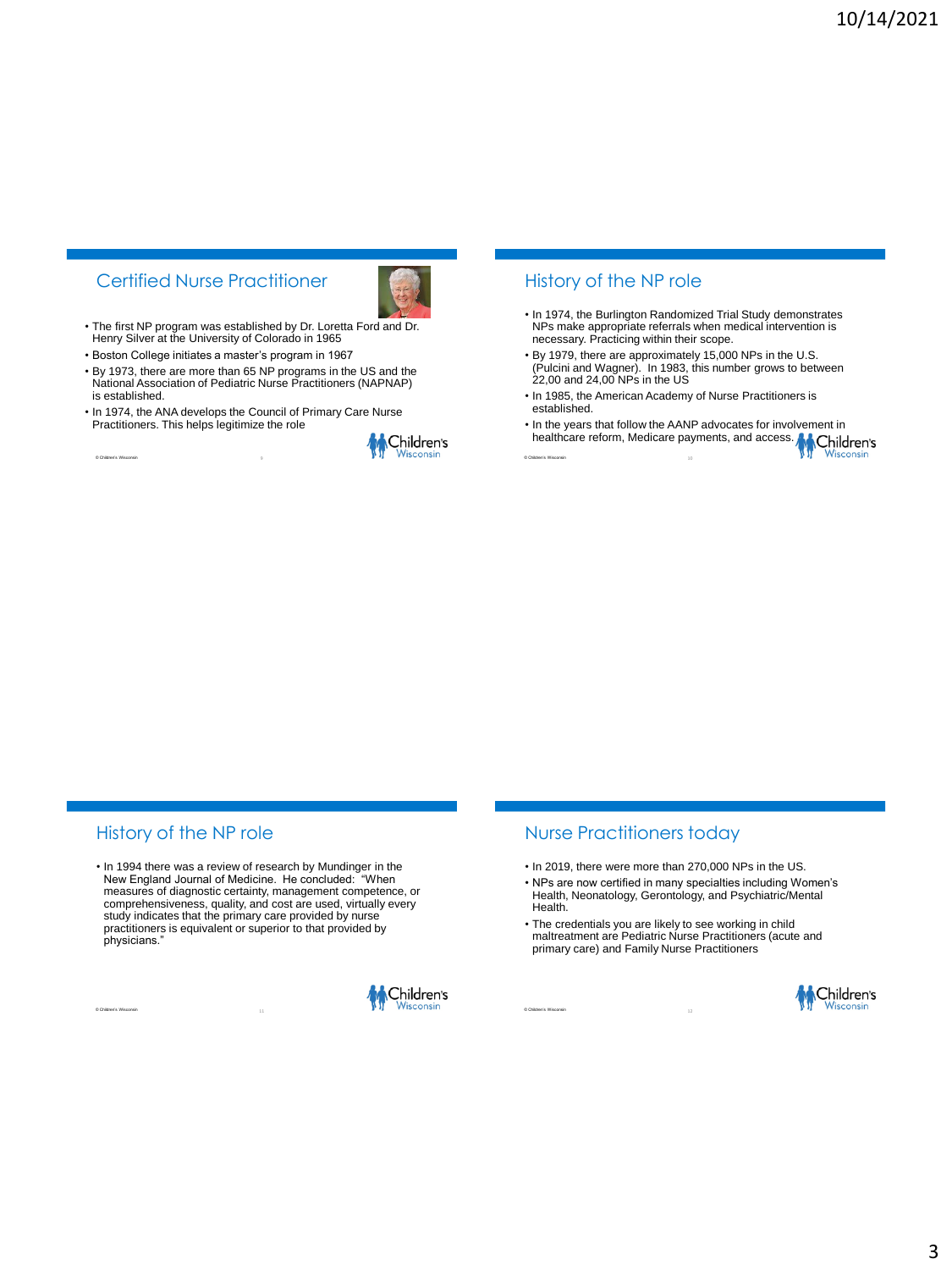## Certified Nurse Practitioner

- The first NP program was established by Dr. Loretta Ford and Dr. Henry Silver at the University of Colorado in 1965
- Boston College initiates a master's program in 1967
- By 1973, there are more than 65 NP programs in the US and the National Association of Pediatric Nurse Practitioners (NAPNAP) is established.
- In 1974, the ANA develops the Council of Primary Care Nurse Practitioners. This helps legitimize the role

## History of the NP role

- In 1974, the Burlington Randomized Trial Study demonstrates NPs make appropriate referrals when medical intervention is necessary. Practicing within their scope.
- By 1979, there are approximately 15,000 NPs in the U.S. (Pulcini and Wagner). In 1983, this number grows to between 22,00 and 24,00 NPs in the US
- In 1985, the American Academy of Nurse Practitioners is established.
- In the years that follow the AANP advocates for involvement in healthcare reform, Medicare payments, and access.

## History of the NP role

- In 1994 there was a review of research by Mundinger in the New England Journal of Medicine. He concluded: "When measures of diagnostic certainty, management competence, or comprehensiveness, quality, and cost are used, virtually every study indicates that the primary care provided by nurse practitioners is equivalent or superior to that provided by physicians."

## Nurse Practitioners today

- In 2019, there were more than 270,000 NPs in the US.
- NPs are now certified in many specialties including Women's Health, Neonatology, Gerontology, and Psychiatric/Mental Health.
- The credentials you are likely to see working in child maltreatment are Pediatric Nurse Practitioners (acute and primary care) and Family Nurse Practitioners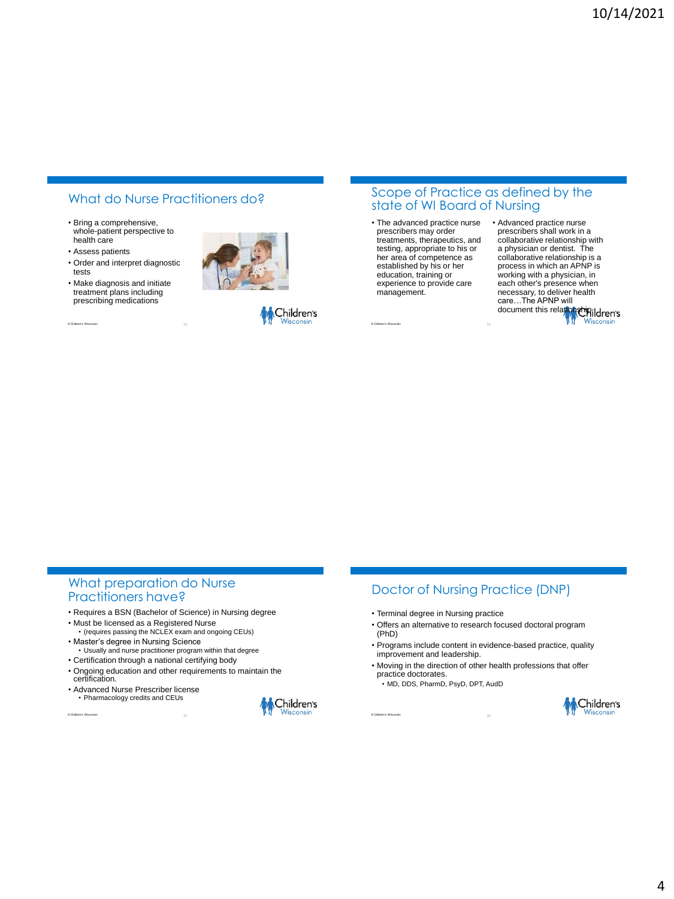## What do Nurse Practitioners do?

- Bring a comprehensive, whole-patient perspective to health care
- Assess patients
- Order and interpret diagnostic tests
- Make diagnosis and initiate treatment plans including prescribing medications

## Scope of Practice as defined by the state of WI Board of Nursing

- The advanced practice nurse prescribers may order treatments, therapeutics, and testing, appropriate to his or her area of competence as established by his or her education, training or experience to provide care management.
- Advanced practice nurse prescribers shall work in a collaborative relationship with a physician or dentist. The collaborative relationship is a process in which an APNP is working with a physician, in each other's presence when necessary, to deliver health care…The APNP will document this relationship.

## What preparation do Nurse Practitioners have?

- Requires a BSN (Bachelor of Science) in Nursing degree
- Must be licensed as a Registered Nurse
  - (requires passing the NCLEX exam and ongoing CEUs)
- Master's degree in Nursing Science
  - Usually and nurse practitioner program within that degree
- Certification through a national certifying body
- Ongoing education and other requirements to maintain the certification.
- Advanced Nurse Prescriber license
  - Pharmacology credits and CEUs

## Doctor of Nursing Practice (DNP)

- Terminal degree in Nursing practice
- Offers an alternative to research focused doctoral program (PhD)
- Programs include content in evidence-based practice, quality improvement and leadership.
- Moving in the direction of other health professions that offer practice doctorates.
  - MD, DDS, PharmD, PsyD, DPT, AudD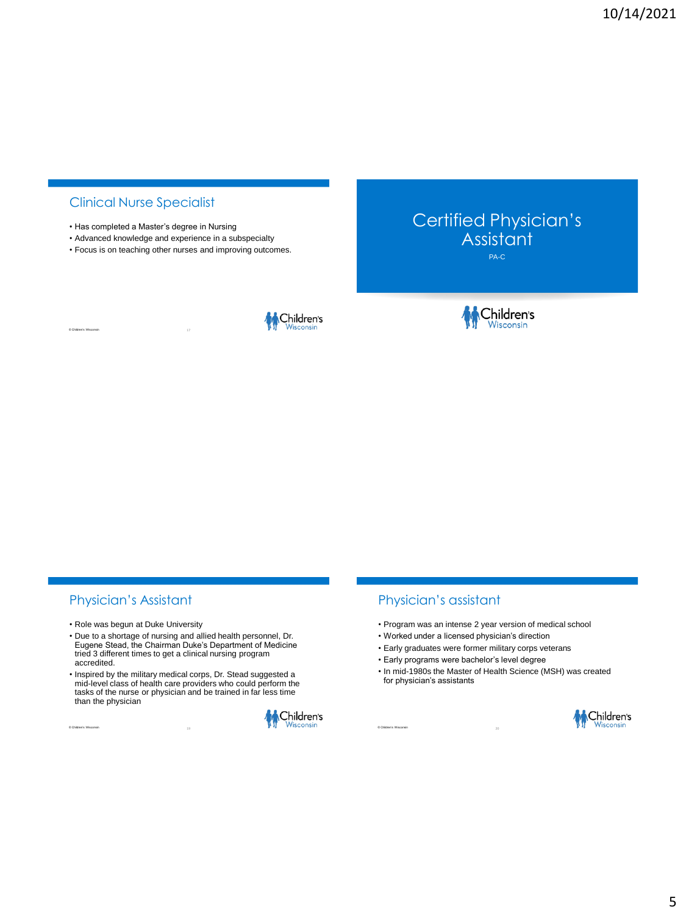## Clinical Nurse Specialist

- Has completed a Master's degree in Nursing
- Advanced knowledge and experience in a subspecialty
- Focus is on teaching other nurses and improving outcomes.

# Certified Physician's Assistant

PA-C

## Physician's Assistant

- Role was begun at Duke University
- Due to a shortage of nursing and allied health personnel, Dr. Eugene Stead, the Chairman Duke's Department of Medicine tried 3 different times to get a clinical nursing program accredited.
- Inspired by the military medical corps, Dr. Stead suggested a mid-level class of health care providers who could perform the tasks of the nurse or physician and be trained in far less time than the physician

## Physician's assistant

- Program was an intense 2 year version of medical school
- Worked under a licensed physician's direction
- Early graduates were former military corps veterans
- Early programs were bachelor's level degree
- In mid-1980s the Master of Health Science (MSH) was created for physician's assistants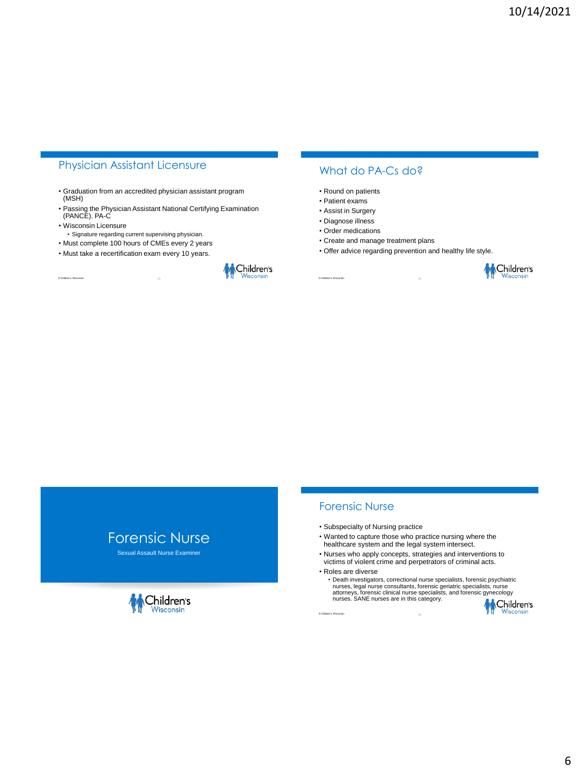## Physician Assistant Licensure

- Graduation from an accredited physician assistant program (MSH)
- Passing the Physician Assistant National Certifying Examination (PANCE). PA-C
- Wisconsin Licensure
  - Signature regarding current supervising physician.
- Must complete 100 hours of CMEs every 2 years
- Must take a recertification exam every 10 years.

## What do PA-Cs do?

- Round on patients
- Patient exams
- Assist in Surgery
- Diagnose illness
- Order medications
- Create and manage treatment plans
- Offer advice regarding prevention and healthy life style.

# Forensic Nurse

Sexual Assault Nurse Examiner

## Forensic Nurse

- Subspecialty of Nursing practice
- Wanted to capture those who practice nursing where the healthcare system and the legal system intersect.
- Nurses who apply concepts, strategies and interventions to victims of violent crime and perpetrators of criminal acts.
- Roles are diverse
  - Death investigators, correctional nurse specialists, forensic psychiatric nurses, legal nurse consultants, forensic geriatric specialists, nurse attorneys, forensic clinical nurse specialists, and forensic gynecology nurses. SANE nurses are in this category.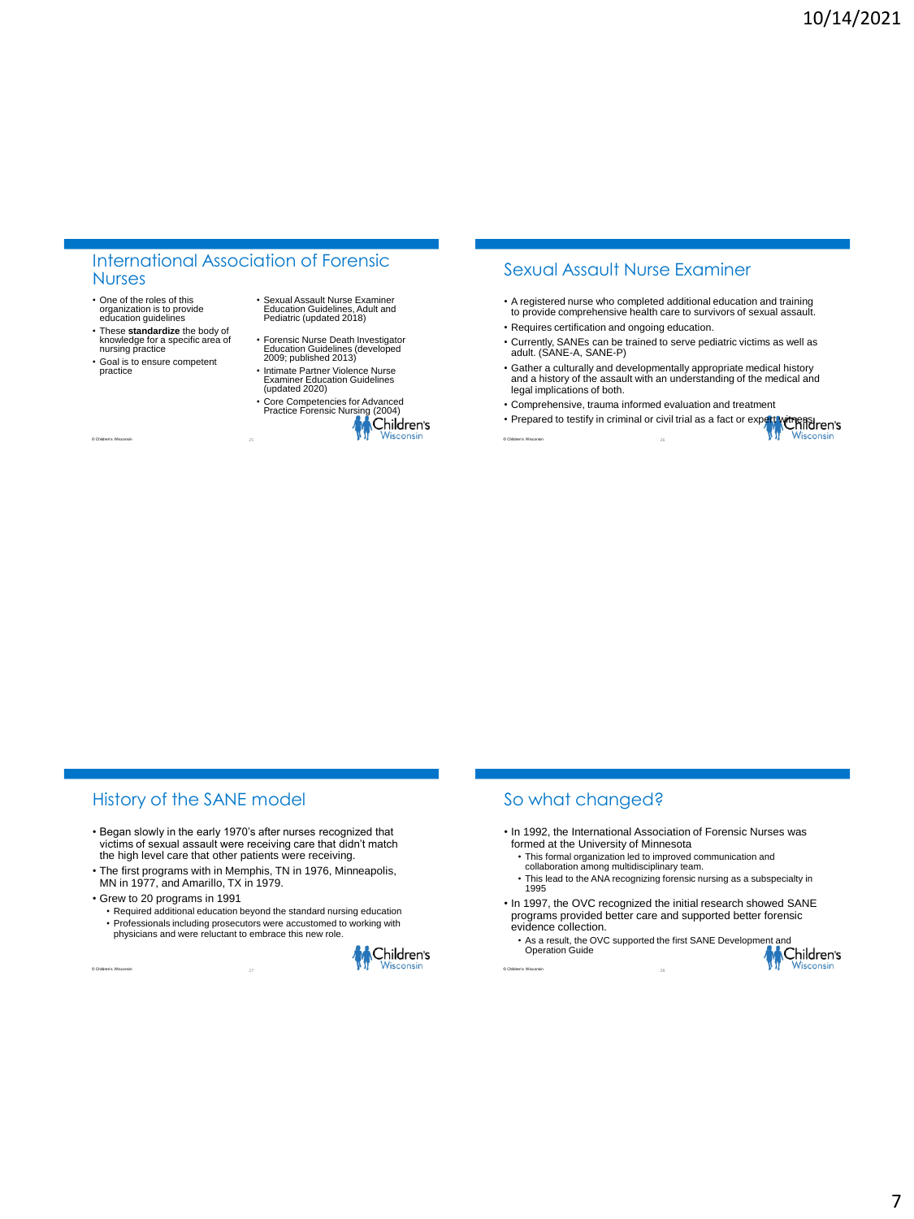## International Association of Forensic Nurses

- One of the roles of this organization is to provide education guidelines
- These **standardize** the body of knowledge for a specific area of nursing practice
- Goal is to ensure competent practice

- Sexual Assault Nurse Examiner Education Guidelines, Adult and Pediatric (updated 2018)
- Forensic Nurse Death Investigator Education Guidelines (developed 2009; published 2013)
- Intimate Partner Violence Nurse Examiner Education Guidelines (updated 2020)
- Core Competencies for Advanced Practice Forensic Nursing (2004)

## Sexual Assault Nurse Examiner

- A registered nurse who completed additional education and training to provide comprehensive health care to survivors of sexual assault.
- Requires certification and ongoing education.
- Currently, SANEs can be trained to serve pediatric victims as well as adult. (SANE-A, SANE-P)
- Gather a culturally and developmentally appropriate medical history and a history of the assault with an understanding of the medical and legal implications of both.
- Comprehensive, trauma informed evaluation and treatment
- Prepared to testify in criminal or civil trial as a fact or expert witness

## History of the SANE model

- Began slowly in the early 1970's after nurses recognized that victims of sexual assault were receiving care that didn't match the high level care that other patients were receiving.
- The first programs with in Memphis, TN in 1976, Minneapolis, MN in 1977, and Amarillo, TX in 1979.
- Grew to 20 programs in 1991
  - Required additional education beyond the standard nursing education
  - Professionals including prosecutors were accustomed to working with physicians and were reluctant to embrace this new role.

## So what changed?

- In 1992, the International Association of Forensic Nurses was formed at the University of Minnesota
  - This formal organization led to improved communication and collaboration among multidisciplinary team.
  - This lead to the ANA recognizing forensic nursing as a subspecialty in 1995
- In 1997, the OVC recognized the initial research showed SANE programs provided better care and supported better forensic evidence collection.
  - As a result, the OVC supported the first SANE Development and Operation Guide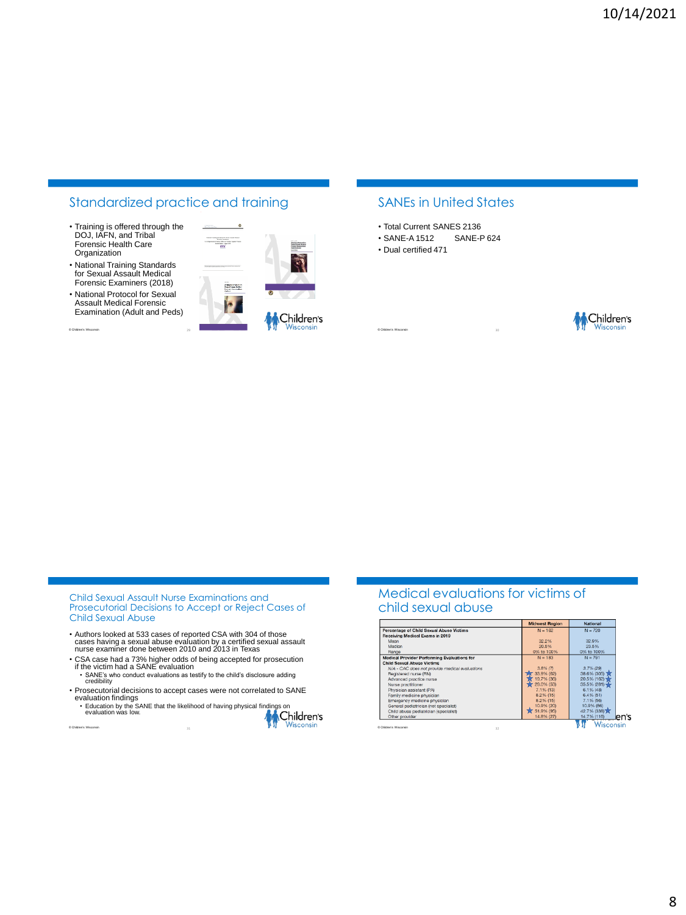## Standardized practice and training

- Training is offered through the DOJ, IAFN, and Tribal Forensic Health Care Organization
- National Training Standards for Sexual Assault Medical Forensic Examiners (2018)
- National Protocol for Sexual Assault Medical Forensic Examination (Adult and Peds)

## SANEs in United States

- Total Current SANES 2136
- SANE-A 1512 SANE-P 624
- Dual certified 471

## Child Sexual Assault Nurse Examinations and Prosecutorial Decisions to Accept or Reject Cases of Child Sexual Abuse

- Authors looked at 533 cases of reported CSA with 304 of those cases having a sexual abuse evaluation by a certified sexual assault nurse examiner done between 2010 and 2013 in Texas
- CSA case had a 73% higher odds of being accepted for prosecution if the victim had a SANE evaluation
  - SANE's who conduct evaluations as testify to the child's disclosure adding credibility
- Prosecutorial decisions to accept cases were not correlated to SANE evaluation findings
  - Education by the SANE that the likelihood of having physical findings on evaluation was low.

## Medical evaluations for victims of child sexual abuse

| | Midwest Region | National |
|---|---|---|
| **Percentage of Child Sexual Abuse Victims Receiving Medical Exams in 2019** | N = 182 | N = 720 |
| Mean | 32.2% | 32.9% |
| Median | 26.5% | 23.5% |
| Range | 0% to 100% | 0% to 100% |
| **Medical Provider Performing Evaluations for Child Sexual Abuse Victims** | N = 183 | N = 791 |
| *N/A - CAC does not provide medical evaluations* | 3.8% (7) | 3.7% (29) |
| Registered nurse (RN) | ★ 33.9% (62) | 38.6% (305) ★ |
| Advanced practice nurse | ★ 19.7% (36) | 20.5% (162) ★ |
| Nurse practitioner | ★ 29.0% (53) | 35.5% (281) ★ |
| Physician assistant (PA) | 7.1% (13) | 6.1% (48) |
| Family medicine physician | 8.2% (15) | 6.4% (51) |
| Emergency medicine physician | 8.2% (15) | 7.1% (56) |
| General pediatrician (not specialist) | 10.9% (20) | 10.9% (86) |
| Child abuse pediatrician (specialist) | ★ 51.9% (95) | 42.7% (338) ★ |
| Other provider | 14.8% (27) | 14.7% (116) |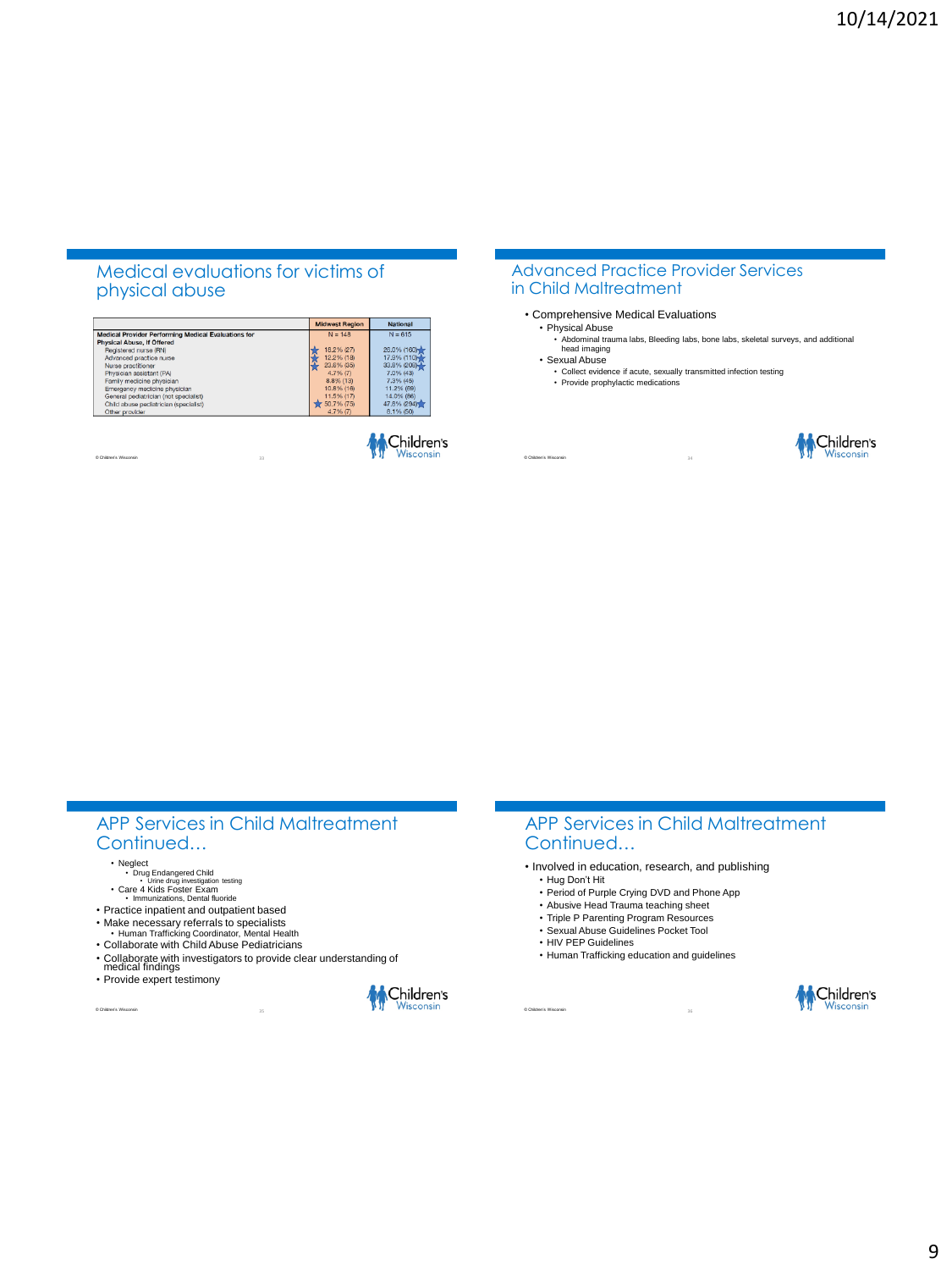## Medical evaluations for victims of physical abuse

| | Midwest Region | National |
|---|---|---|
| **Medical Provider Performing Medical Evaluations for Physical Abuse, If Offered** | N = 148 | N = 615 |
| Registered nurse (RN) | 18.2% (27) | 26.0% (160) |
| Advanced practice nurse | 12.2% (18) | 17.9% (110) |
| Nurse practitioner | 23.6% (35) | 33.8% (208) |
| Physician assistant (PA) | 4.7% (7) | 7.0% (43) |
| Family medicine physician | 8.8% (13) | 7.3% (45) |
| Emergency medicine physician | 10.8% (16) | 11.2% (69) |
| General pediatrician (not specialist) | 11.5% (17) | 14.0% (86) |
| Child abuse pediatrician (specialist) | 50.7% (75) | 47.8% (294) |
| Other provider | 4.7% (7) | 8.1% (50) |

## Advanced Practice Provider Services in Child Maltreatment

- Comprehensive Medical Evaluations
  - Physical Abuse
    - Abdominal trauma labs, Bleeding labs, bone labs, skeletal surveys, and additional head imaging
  - Sexual Abuse
    - Collect evidence if acute, sexually transmitted infection testing
    - Provide prophylactic medications

## APP Services in Child Maltreatment Continued…

- Neglect
  - Drug Endangered Child
    - Urine drug investigation testing
- Care 4 Kids Foster Exam
  - Immunizations, Dental fluoride
- Practice inpatient and outpatient based
- Make necessary referrals to specialists
  - Human Trafficking Coordinator, Mental Health
- Collaborate with Child Abuse Pediatricians
- Collaborate with investigators to provide clear understanding of medical findings
- Provide expert testimony

## APP Services in Child Maltreatment Continued…

- Involved in education, research, and publishing
  - Hug Don't Hit
  - Period of Purple Crying DVD and Phone App
  - Abusive Head Trauma teaching sheet
  - Triple P Parenting Program Resources
  - Sexual Abuse Guidelines Pocket Tool
  - HIV PEP Guidelines
  - Human Trafficking education and guidelines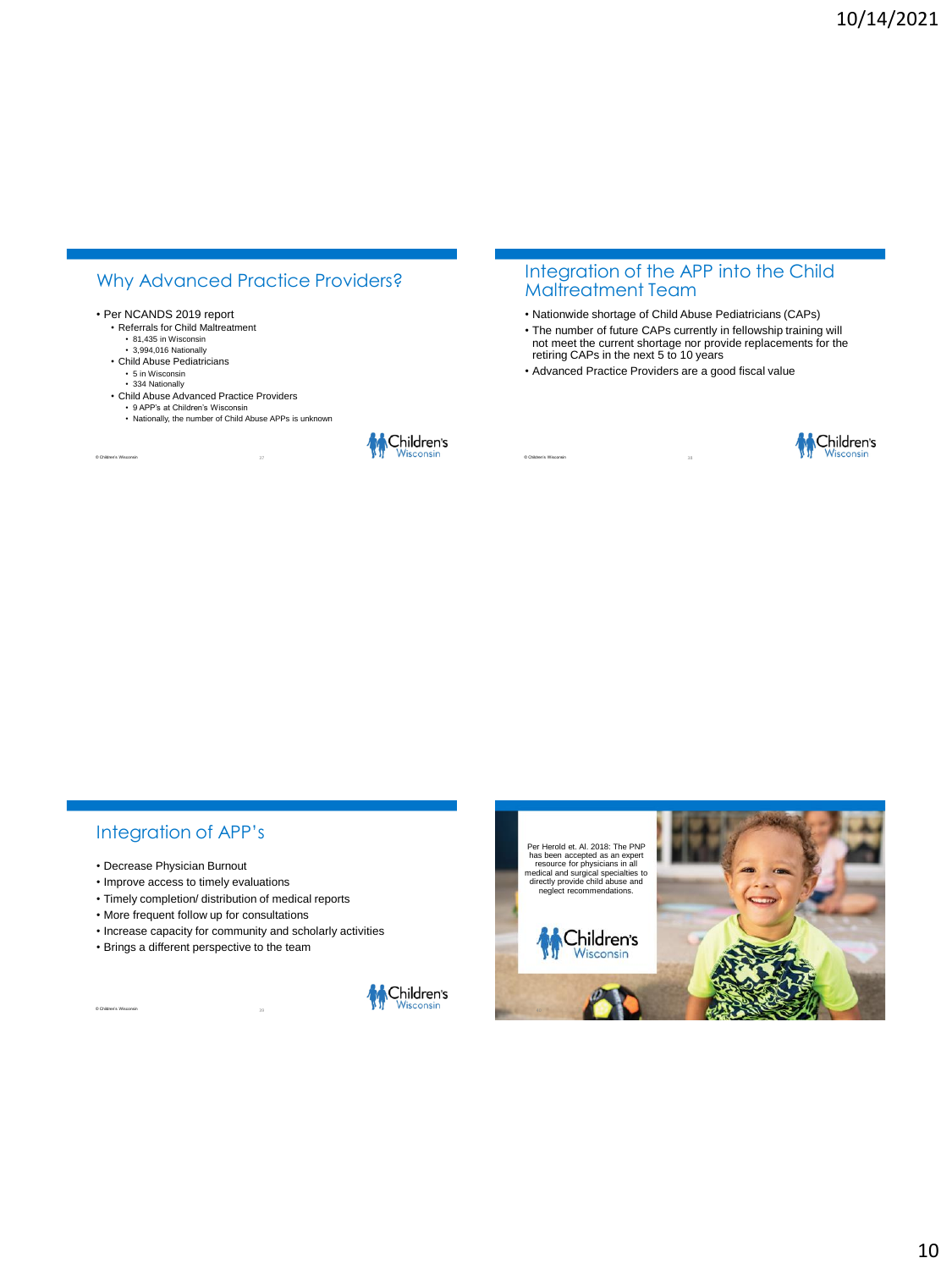## Why Advanced Practice Providers?

- Per NCANDS 2019 report
  - Referrals for Child Maltreatment
    - 81,435 in Wisconsin
    - 3,994,016 Nationally
  - Child Abuse Pediatricians
    - 5 in Wisconsin
    - 334 Nationally
  - Child Abuse Advanced Practice Providers
    - 9 APP's at Children's Wisconsin
    - Nationally, the number of Child Abuse APPs is unknown

## Integration of the APP into the Child Maltreatment Team

- Nationwide shortage of Child Abuse Pediatricians (CAPs)
- The number of future CAPs currently in fellowship training will not meet the current shortage nor provide replacements for the retiring CAPs in the next 5 to 10 years
- Advanced Practice Providers are a good fiscal value

## Integration of APP's

- Decrease Physician Burnout
- Improve access to timely evaluations
- Timely completion/ distribution of medical reports
- More frequent follow up for consultations
- Increase capacity for community and scholarly activities
- Brings a different perspective to the team

Per Herold et. Al. 2018: The PNP has been accepted as an expert resource for physicians in all medical and surgical specialties to directly provide child abuse and neglect recommendations.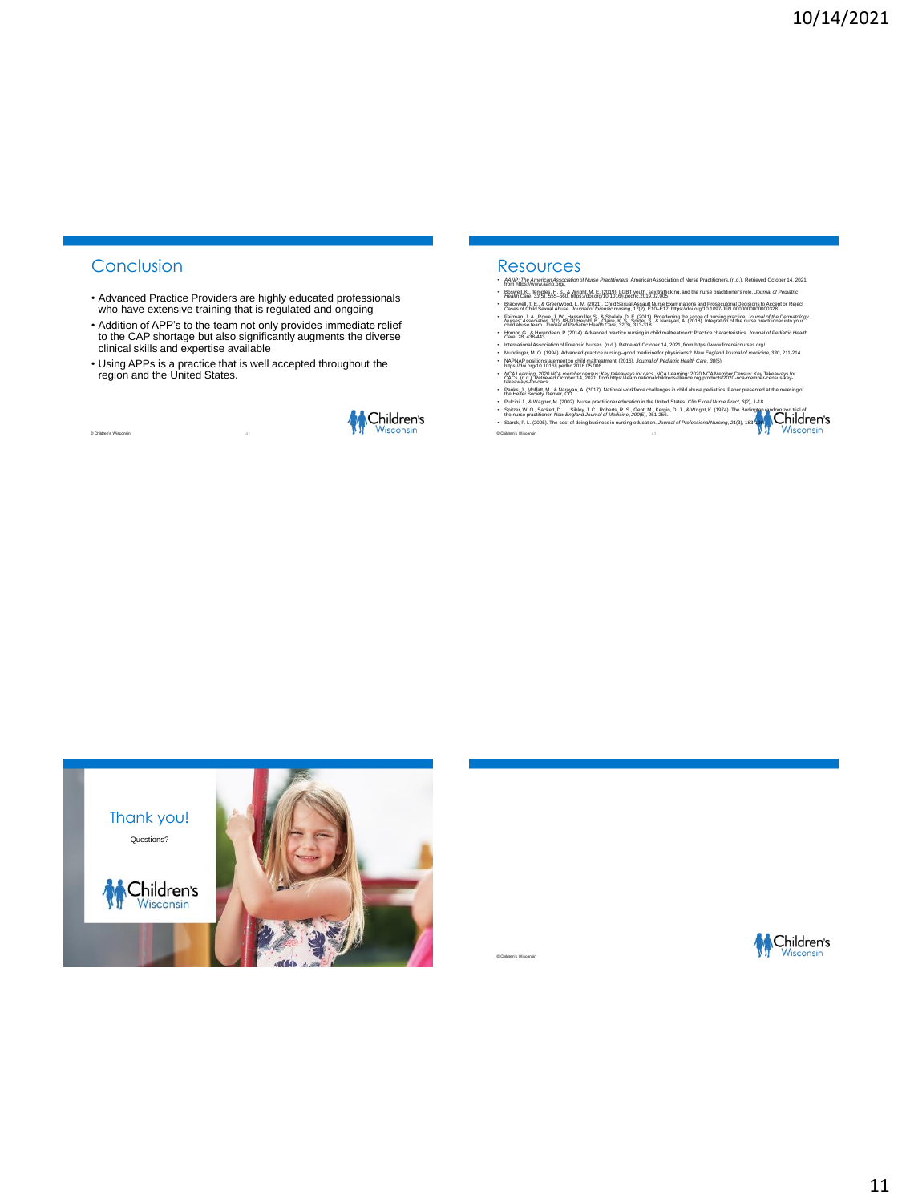## Conclusion

- Advanced Practice Providers are highly educated professionals who have extensive training that is regulated and ongoing
- Addition of APP's to the team not only provides immediate relief to the CAP shortage but also significantly augments the diverse clinical skills and expertise available
- Using APPs is a practice that is well accepted throughout the region and the United States.

## Resources

- *AANP: The American Association of Nurse Practitioners*. American Association of Nurse Practitioners. (n.d.). Retrieved October 14, 2021, from https://www.aanp.org/.
- Boswell, K., Temples, H. S., & Wright, M. E. (2019). LGBT youth, sex trafficking, and the nurse practitioner's role. *Journal of Pediatric Health Care*, 33(5), 555–560. https://doi.org/10.1016/j.pedhc.2019.02.005
- Bracewell, T. E., & Greenwood, L. M. (2021). Child Sexual Assault Nurse Examinations and Prosecutorial Decisions to Accept or Reject Cases of Child Sexual Abuse. *Journal of forensic nursing*, 17(2), E10–E17. https://doi.org/10.1097/JFN.0000000000000328
- Fairman, J. A., Rowe, J. W., Hassmiller, S., & Shalala, D. E. (2011). Broadening the scope of nursing practice. *Journal of the Dermatology Nurses' Association*, 3(2), 88-90. Herold, B., Claire, K. S., Snider, S., & Narayan, A. (2018). Integration of the nurse practitioner into your child abuse team. *Journal of Pediatric Health Care*, 32(3), 313-318.
- Hornor, G., & Herendeen, P. (2014). Advanced practice nursing in child maltreatment: Practice characteristics. *Journal of Pediatric Health Care*, 28, 438-443.
- International Association of Forensic Nurses. (n.d.). Retrieved October 14, 2021, from https://www.forensicnurses.org/.
- Mundinger, M. O. (1994). Advanced-practice nursing--good medicine for physicians?. *New England Journal of medicine*, 330, 211-214.
- NAPNAP position statement on child maltreatment. (2016). *Journal of Pediatric Health Care*, 30(5). https://doi.org/10.1016/j.pedhc.2016.05.006
- *NCA Learning: 2020 NCA member census: Key takeaways for cacs*. NCA Learning: 2020 NCA Member Census: Key Takeaways for CACs. (n.d.). Retrieved October 14, 2021, from https://learn.nationalchildrensalliance.org/products/2020-nca-member-census-key-takeaways-for-cacs.
- Panks, J., Moffatt, M., & Narayan, A. (2017). National workforce challenges in child abuse pediatrics. Paper presented at the meeting of the Helfer Society, Denver, CO.
- Pulcini, J., & Wagner, M. (2002). Nurse practitioner education in the United States. *Clin Excell Nurse Pract*, 6(2), 1-18.
- Spitzer, W. O., Sackett, D. L., Sibley, J. C., Roberts, R. S., Gent, M., Kergin, D. J., & Wright, K. (1974). The Burlington randomized trial of the nurse practitioner. *New England Journal of Medicine*, 290(5), 251-256.
- Starck, P. L. (2005). The cost of doing business in nursing education. *Journal of Professional Nursing*, 21(3), 183-190.

## Thank you!

Questions?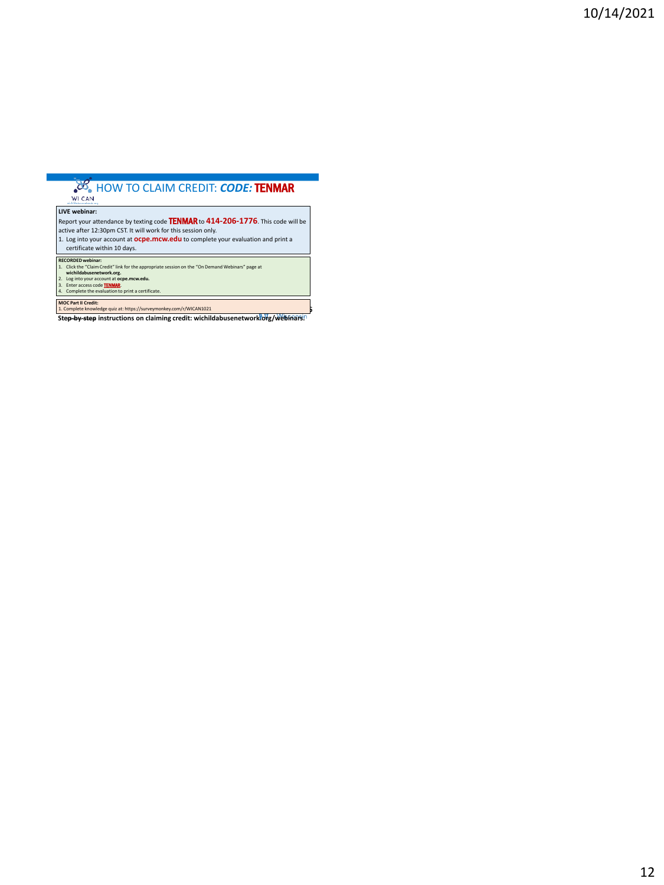# HOW TO CLAIM CREDIT: *CODE:* TENMAR

WI CAN

**LIVE webinar:**

Report your attendance by texting code **TENMAR** to **414-206-1776**. This code will be active after 12:30pm CST. It will work for this session only.

1. Log into your account at **ocpe.mcw.edu** to complete your evaluation and print a certificate within 10 days.

**RECORDED webinar:**

1. Click the "Claim Credit" link for the appropriate session on the "On Demand Webinars" page at **wichildabusenetwork.org.**
2. Log into your account at **ocpe.mcw.edu.**
3. Enter access code **TENMAR**.
4. Complete the evaluation to print a certificate.

**MOC Part II Credit:**

1. Complete knowledge quiz at: https://surveymonkey.com/r/WICAN1021

**Step-by-step instructions on claiming credit: wichildabusenetwork.org/webinars.**